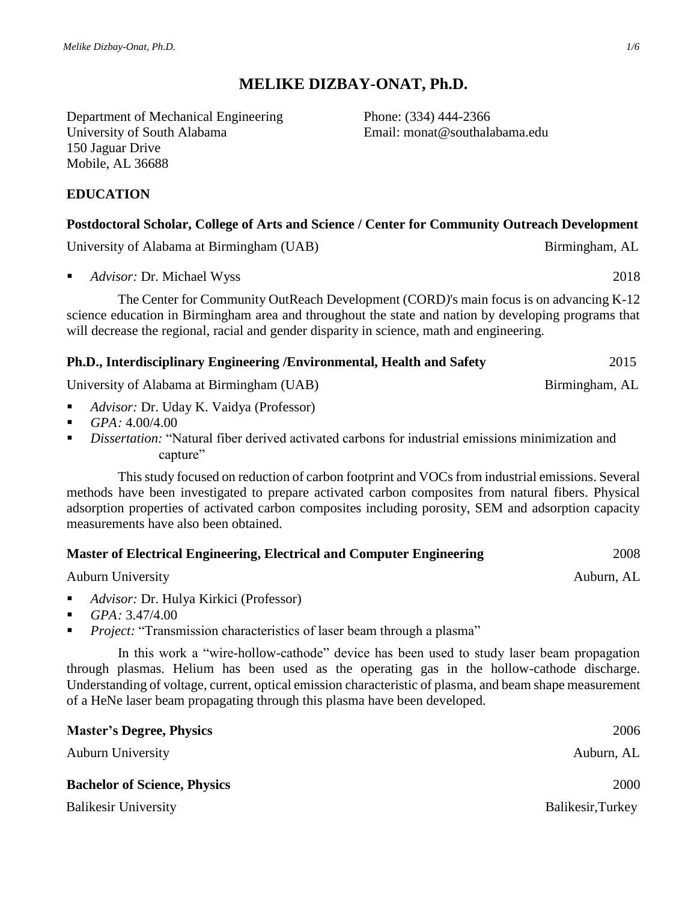# MELIKE DIZBAY-ONAT, Ph.D.

Department of Mechanical Engineering
University of South Alabama
150 Jaguar Drive
Mobile, AL 36688

Phone: (334) 444-2366
Email: monat@southalabama.edu

## EDUCATION

### Postdoctoral Scholar, College of Arts and Science / Center for Community Outreach Development

University of Alabama at Birmingham (UAB) Birmingham, AL

- *Advisor:* Dr. Michael Wyss 2018

The Center for Community OutReach Development (CORD)'s main focus is on advancing K-12 science education in Birmingham area and throughout the state and nation by developing programs that will decrease the regional, racial and gender disparity in science, math and engineering.

### Ph.D., Interdisciplinary Engineering /Environmental, Health and Safety 2015

University of Alabama at Birmingham (UAB) Birmingham, AL

- *Advisor:* Dr. Uday K. Vaidya (Professor)
- *GPA:* 4.00/4.00
- *Dissertation:* "Natural fiber derived activated carbons for industrial emissions minimization and capture"

This study focused on reduction of carbon footprint and VOCs from industrial emissions. Several methods have been investigated to prepare activated carbon composites from natural fibers. Physical adsorption properties of activated carbon composites including porosity, SEM and adsorption capacity measurements have also been obtained.

### Master of Electrical Engineering, Electrical and Computer Engineering 2008

Auburn University Auburn, AL

- *Advisor:* Dr. Hulya Kirkici (Professor)
- *GPA:* 3.47/4.00
- *Project:* "Transmission characteristics of laser beam through a plasma"

In this work a "wire-hollow-cathode" device has been used to study laser beam propagation through plasmas. Helium has been used as the operating gas in the hollow-cathode discharge. Understanding of voltage, current, optical emission characteristic of plasma, and beam shape measurement of a HeNe laser beam propagating through this plasma have been developed.

### Master's Degree, Physics 2006

Auburn University Auburn, AL

### Bachelor of Science, Physics 2000

Balikesir University Balikesir,Turkey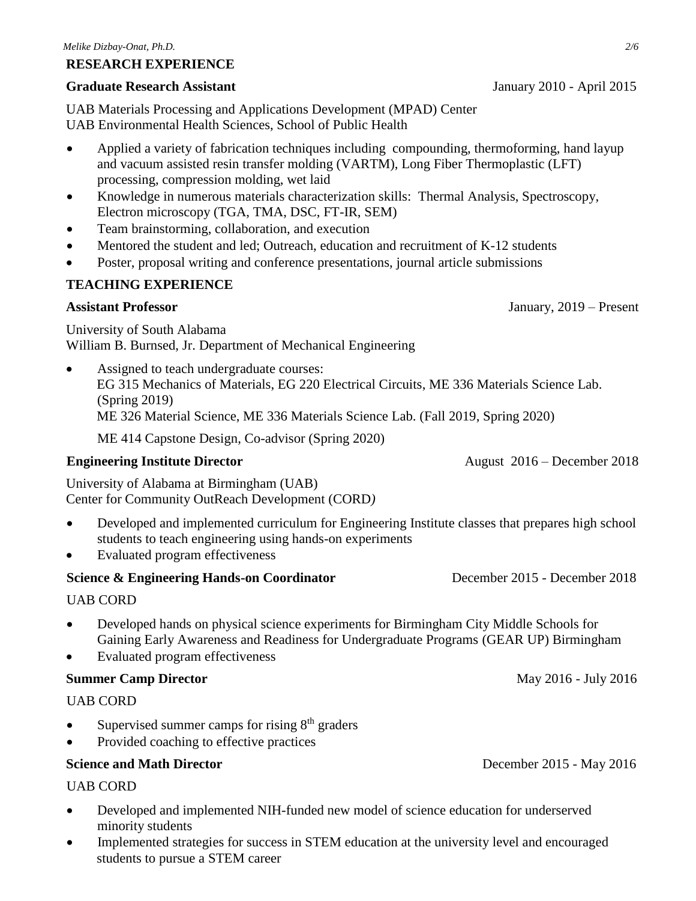## RESEARCH EXPERIENCE

**Graduate Research Assistant** January 2010 - April 2015

UAB Materials Processing and Applications Development (MPAD) Center
UAB Environmental Health Sciences, School of Public Health

- Applied a variety of fabrication techniques including compounding, thermoforming, hand layup and vacuum assisted resin transfer molding (VARTM), Long Fiber Thermoplastic (LFT) processing, compression molding, wet laid
- Knowledge in numerous materials characterization skills: Thermal Analysis, Spectroscopy, Electron microscopy (TGA, TMA, DSC, FT-IR, SEM)
- Team brainstorming, collaboration, and execution
- Mentored the student and led; Outreach, education and recruitment of K-12 students
- Poster, proposal writing and conference presentations, journal article submissions

## TEACHING EXPERIENCE

**Assistant Professor** January, 2019 – Present

University of South Alabama
William B. Burnsed, Jr. Department of Mechanical Engineering

- Assigned to teach undergraduate courses:
  EG 315 Mechanics of Materials, EG 220 Electrical Circuits, ME 336 Materials Science Lab. (Spring 2019)
  ME 326 Material Science, ME 336 Materials Science Lab. (Fall 2019, Spring 2020)

  ME 414 Capstone Design, Co-advisor (Spring 2020)

**Engineering Institute Director** August 2016 – December 2018

University of Alabama at Birmingham (UAB)
Center for Community OutReach Development (CORD)

- Developed and implemented curriculum for Engineering Institute classes that prepares high school students to teach engineering using hands-on experiments
- Evaluated program effectiveness

**Science & Engineering Hands-on Coordinator** December 2015 - December 2018

UAB CORD

- Developed hands on physical science experiments for Birmingham City Middle Schools for Gaining Early Awareness and Readiness for Undergraduate Programs (GEAR UP) Birmingham
- Evaluated program effectiveness

**Summer Camp Director** May 2016 - July 2016

UAB CORD

- Supervised summer camps for rising 8th graders
- Provided coaching to effective practices

**Science and Math Director** December 2015 - May 2016

UAB CORD

- Developed and implemented NIH-funded new model of science education for underserved minority students
- Implemented strategies for success in STEM education at the university level and encouraged students to pursue a STEM career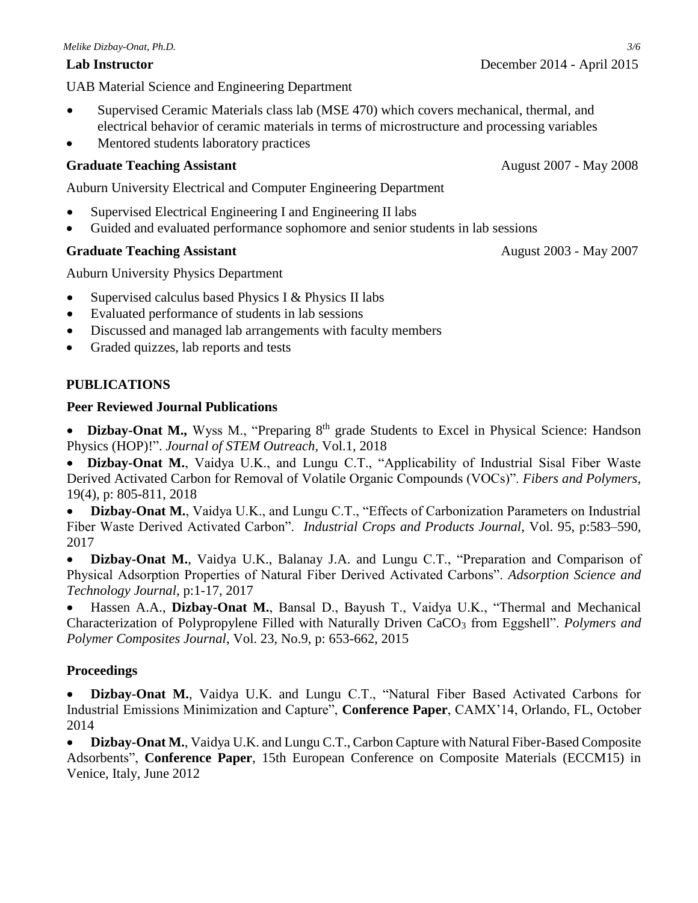**Lab Instructor** December 2014 - April 2015

UAB Material Science and Engineering Department

- Supervised Ceramic Materials class lab (MSE 470) which covers mechanical, thermal, and electrical behavior of ceramic materials in terms of microstructure and processing variables
- Mentored students laboratory practices

**Graduate Teaching Assistant** August 2007 - May 2008

Auburn University Electrical and Computer Engineering Department

- Supervised Electrical Engineering I and Engineering II labs
- Guided and evaluated performance sophomore and senior students in lab sessions

**Graduate Teaching Assistant** August 2003 - May 2007

Auburn University Physics Department

- Supervised calculus based Physics I & Physics II labs
- Evaluated performance of students in lab sessions
- Discussed and managed lab arrangements with faculty members
- Graded quizzes, lab reports and tests

## PUBLICATIONS

### Peer Reviewed Journal Publications

- **Dizbay-Onat M.,** Wyss M., "Preparing 8$^{th}$ grade Students to Excel in Physical Science: Handson Physics (HOP)!". *Journal of STEM Outreach,* Vol.1, 2018
- **Dizbay-Onat M.**, Vaidya U.K., and Lungu C.T., "Applicability of Industrial Sisal Fiber Waste Derived Activated Carbon for Removal of Volatile Organic Compounds (VOCs)". *Fibers and Polymers*, 19(4), p: 805-811, 2018
- **Dizbay-Onat M.**, Vaidya U.K., and Lungu C.T., "Effects of Carbonization Parameters on Industrial Fiber Waste Derived Activated Carbon". *Industrial Crops and Products Journal*, Vol. 95, p:583–590, 2017
- **Dizbay-Onat M.**, Vaidya U.K., Balanay J.A. and Lungu C.T., "Preparation and Comparison of Physical Adsorption Properties of Natural Fiber Derived Activated Carbons". *Adsorption Science and Technology Journal*, p:1-17, 2017
- Hassen A.A., **Dizbay-Onat M.**, Bansal D., Bayush T., Vaidya U.K., "Thermal and Mechanical Characterization of Polypropylene Filled with Naturally Driven $CaCO_3$ from Eggshell". *Polymers and Polymer Composites Journal*, Vol. 23, No.9, p: 653-662, 2015

### Proceedings

- **Dizbay-Onat M.**, Vaidya U.K. and Lungu C.T., "Natural Fiber Based Activated Carbons for Industrial Emissions Minimization and Capture", **Conference Paper**, CAMX'14, Orlando, FL, October 2014
- **Dizbay-Onat M.**, Vaidya U.K. and Lungu C.T., Carbon Capture with Natural Fiber-Based Composite Adsorbents", **Conference Paper**, 15th European Conference on Composite Materials (ECCM15) in Venice, Italy, June 2012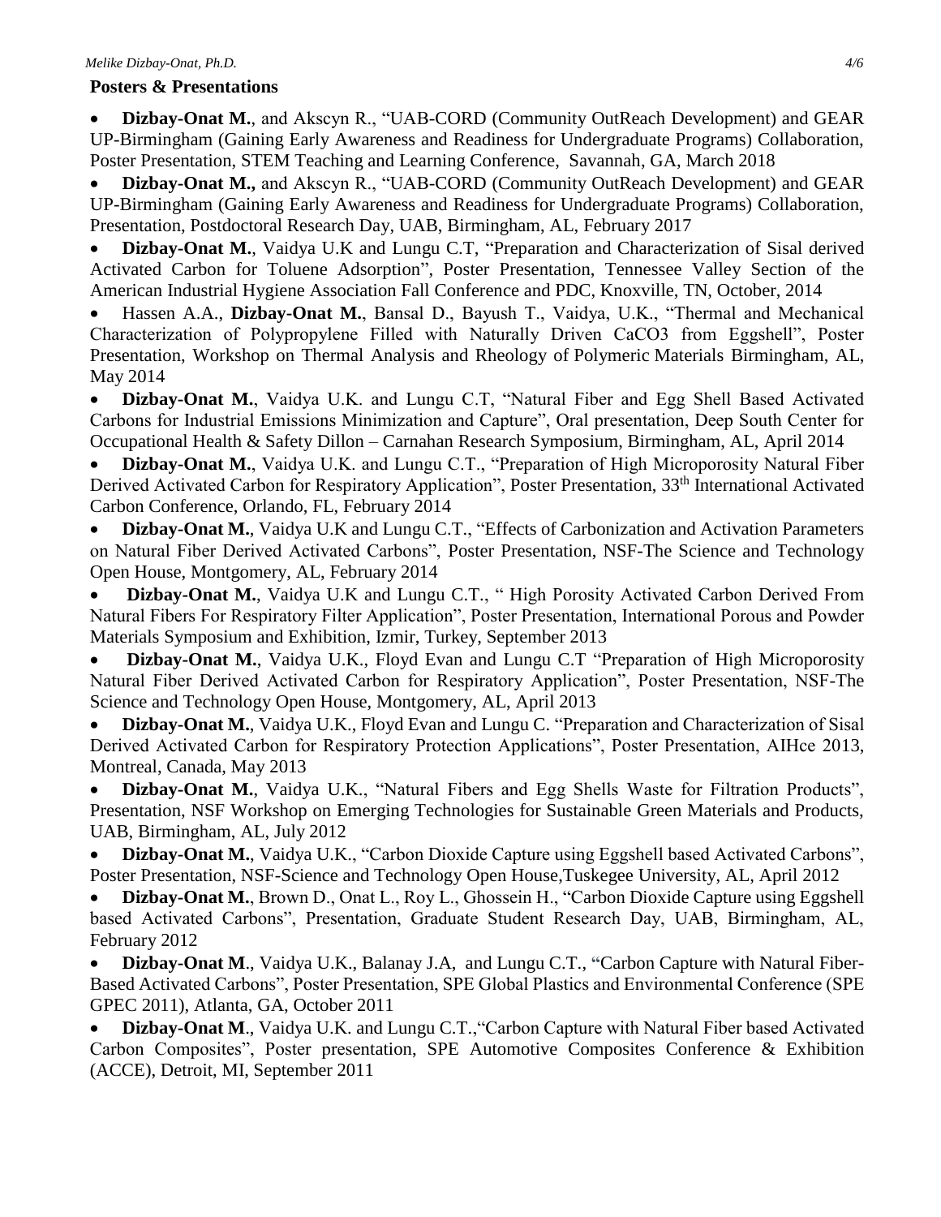## Posters & Presentations

- **Dizbay-Onat M.**, and Akscyn R., "UAB-CORD (Community OutReach Development) and GEAR UP-Birmingham (Gaining Early Awareness and Readiness for Undergraduate Programs) Collaboration, Poster Presentation, STEM Teaching and Learning Conference, Savannah, GA, March 2018
- **Dizbay-Onat M.,** and Akscyn R., "UAB-CORD (Community OutReach Development) and GEAR UP-Birmingham (Gaining Early Awareness and Readiness for Undergraduate Programs) Collaboration, Presentation, Postdoctoral Research Day, UAB, Birmingham, AL, February 2017
- **Dizbay-Onat M.**, Vaidya U.K and Lungu C.T, "Preparation and Characterization of Sisal derived Activated Carbon for Toluene Adsorption", Poster Presentation, Tennessee Valley Section of the American Industrial Hygiene Association Fall Conference and PDC, Knoxville, TN, October, 2014
- Hassen A.A., **Dizbay-Onat M.**, Bansal D., Bayush T., Vaidya, U.K., "Thermal and Mechanical Characterization of Polypropylene Filled with Naturally Driven $CaCO_3$ from Eggshell", Poster Presentation, Workshop on Thermal Analysis and Rheology of Polymeric Materials Birmingham, AL, May 2014
- **Dizbay-Onat M.**, Vaidya U.K. and Lungu C.T, "Natural Fiber and Egg Shell Based Activated Carbons for Industrial Emissions Minimization and Capture", Oral presentation, Deep South Center for Occupational Health & Safety Dillon – Carnahan Research Symposium, Birmingham, AL, April 2014
- **Dizbay-Onat M.**, Vaidya U.K. and Lungu C.T., "Preparation of High Microporosity Natural Fiber Derived Activated Carbon for Respiratory Application", Poster Presentation, 33th International Activated Carbon Conference, Orlando, FL, February 2014
- **Dizbay-Onat M.**, Vaidya U.K and Lungu C.T., "Effects of Carbonization and Activation Parameters on Natural Fiber Derived Activated Carbons", Poster Presentation, NSF-The Science and Technology Open House, Montgomery, AL, February 2014
- **Dizbay-Onat M.**, Vaidya U.K and Lungu C.T., " High Porosity Activated Carbon Derived From Natural Fibers For Respiratory Filter Application", Poster Presentation, International Porous and Powder Materials Symposium and Exhibition, Izmir, Turkey, September 2013
- **Dizbay-Onat M.**, Vaidya U.K., Floyd Evan and Lungu C.T "Preparation of High Microporosity Natural Fiber Derived Activated Carbon for Respiratory Application", Poster Presentation, NSF-The Science and Technology Open House, Montgomery, AL, April 2013
- **Dizbay-Onat M.**, Vaidya U.K., Floyd Evan and Lungu C. "Preparation and Characterization of Sisal Derived Activated Carbon for Respiratory Protection Applications", Poster Presentation, AIHce 2013, Montreal, Canada, May 2013
- **Dizbay-Onat M.**, Vaidya U.K., "Natural Fibers and Egg Shells Waste for Filtration Products", Presentation, NSF Workshop on Emerging Technologies for Sustainable Green Materials and Products, UAB, Birmingham, AL, July 2012
- **Dizbay-Onat M.**, Vaidya U.K., "Carbon Dioxide Capture using Eggshell based Activated Carbons", Poster Presentation, NSF-Science and Technology Open House,Tuskegee University, AL, April 2012
- **Dizbay-Onat M.**, Brown D., Onat L., Roy L., Ghossein H., "Carbon Dioxide Capture using Eggshell based Activated Carbons", Presentation, Graduate Student Research Day, UAB, Birmingham, AL, February 2012
- **Dizbay-Onat M**., Vaidya U.K., Balanay J.A, and Lungu C.T., "Carbon Capture with Natural Fiber-Based Activated Carbons", Poster Presentation, SPE Global Plastics and Environmental Conference (SPE GPEC 2011), Atlanta, GA, October 2011
- **Dizbay-Onat M**., Vaidya U.K. and Lungu C.T.,"Carbon Capture with Natural Fiber based Activated Carbon Composites", Poster presentation, SPE Automotive Composites Conference & Exhibition (ACCE), Detroit, MI, September 2011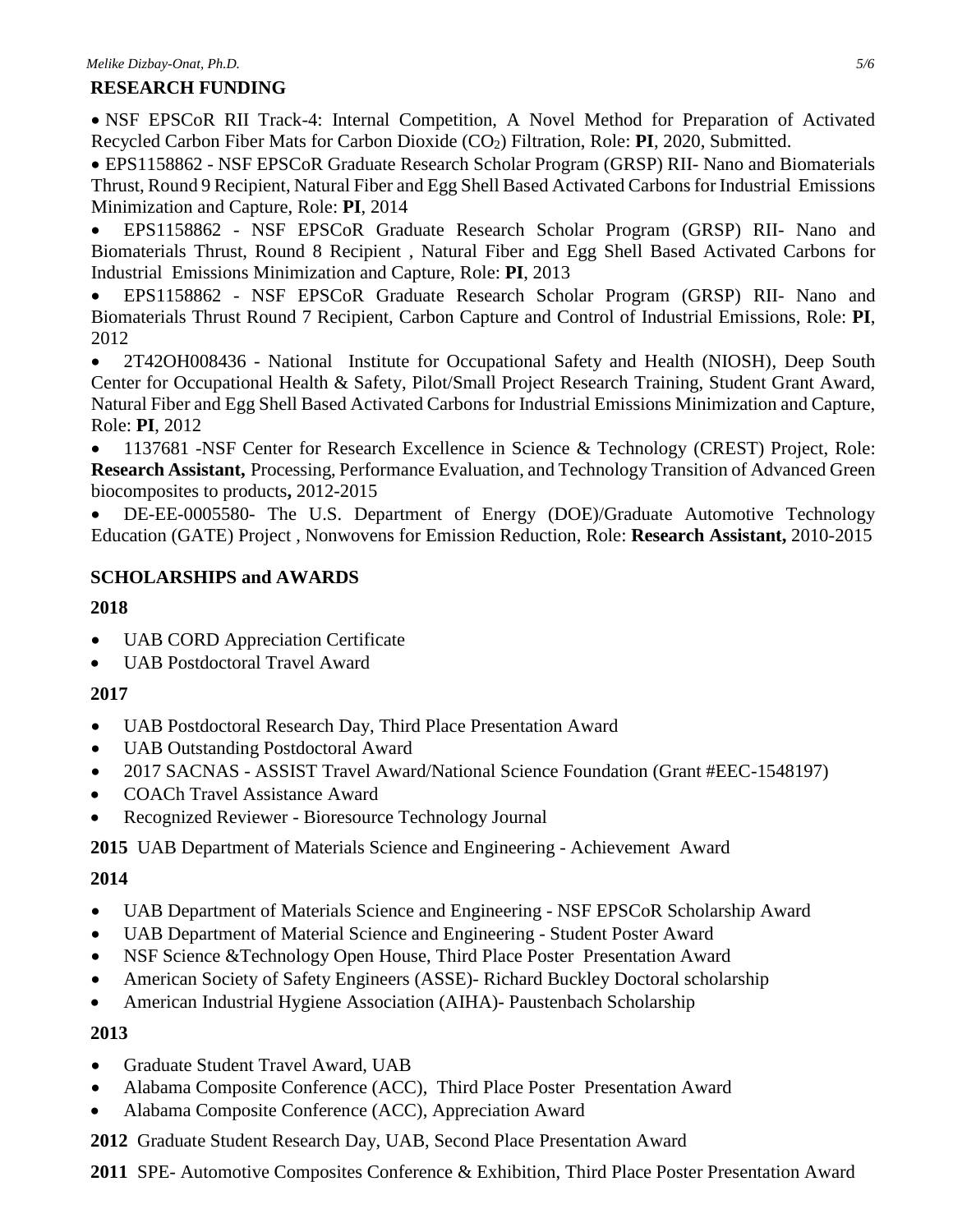## RESEARCH FUNDING

- NSF EPSCoR RII Track-4: Internal Competition, A Novel Method for Preparation of Activated Recycled Carbon Fiber Mats for Carbon Dioxide ($CO_2$) Filtration, Role: **PI**, 2020, Submitted.
- EPS1158862 - NSF EPSCoR Graduate Research Scholar Program (GRSP) RII- Nano and Biomaterials Thrust, Round 9 Recipient, Natural Fiber and Egg Shell Based Activated Carbons for Industrial Emissions Minimization and Capture, Role: **PI**, 2014
- EPS1158862 - NSF EPSCoR Graduate Research Scholar Program (GRSP) RII- Nano and Biomaterials Thrust, Round 8 Recipient , Natural Fiber and Egg Shell Based Activated Carbons for Industrial Emissions Minimization and Capture, Role: **PI**, 2013
- EPS1158862 - NSF EPSCoR Graduate Research Scholar Program (GRSP) RII- Nano and Biomaterials Thrust Round 7 Recipient, Carbon Capture and Control of Industrial Emissions, Role: **PI**, 2012
- 2T42OH008436 - National Institute for Occupational Safety and Health (NIOSH), Deep South Center for Occupational Health & Safety, Pilot/Small Project Research Training, Student Grant Award, Natural Fiber and Egg Shell Based Activated Carbons for Industrial Emissions Minimization and Capture, Role: **PI**, 2012
- 1137681 -NSF Center for Research Excellence in Science & Technology (CREST) Project, Role: **Research Assistant,** Processing, Performance Evaluation, and Technology Transition of Advanced Green biocomposites to products**,** 2012-2015
- DE-EE-0005580- The U.S. Department of Energy (DOE)/Graduate Automotive Technology Education (GATE) Project , Nonwovens for Emission Reduction, Role: **Research Assistant,** 2010-2015

## SCHOLARSHIPS and AWARDS

**2018**

- UAB CORD Appreciation Certificate
- UAB Postdoctoral Travel Award

**2017**

- UAB Postdoctoral Research Day, Third Place Presentation Award
- UAB Outstanding Postdoctoral Award
- 2017 SACNAS - ASSIST Travel Award/National Science Foundation (Grant #EEC-1548197)
- COACh Travel Assistance Award
- Recognized Reviewer - Bioresource Technology Journal

**2015** UAB Department of Materials Science and Engineering - Achievement Award

**2014**

- UAB Department of Materials Science and Engineering - NSF EPSCoR Scholarship Award
- UAB Department of Material Science and Engineering - Student Poster Award
- NSF Science &Technology Open House, Third Place Poster Presentation Award
- American Society of Safety Engineers (ASSE)- Richard Buckley Doctoral scholarship
- American Industrial Hygiene Association (AIHA)- Paustenbach Scholarship

**2013**

- Graduate Student Travel Award, UAB
- Alabama Composite Conference (ACC), Third Place Poster Presentation Award
- Alabama Composite Conference (ACC), Appreciation Award

**2012** Graduate Student Research Day, UAB, Second Place Presentation Award

**2011** SPE- Automotive Composites Conference & Exhibition, Third Place Poster Presentation Award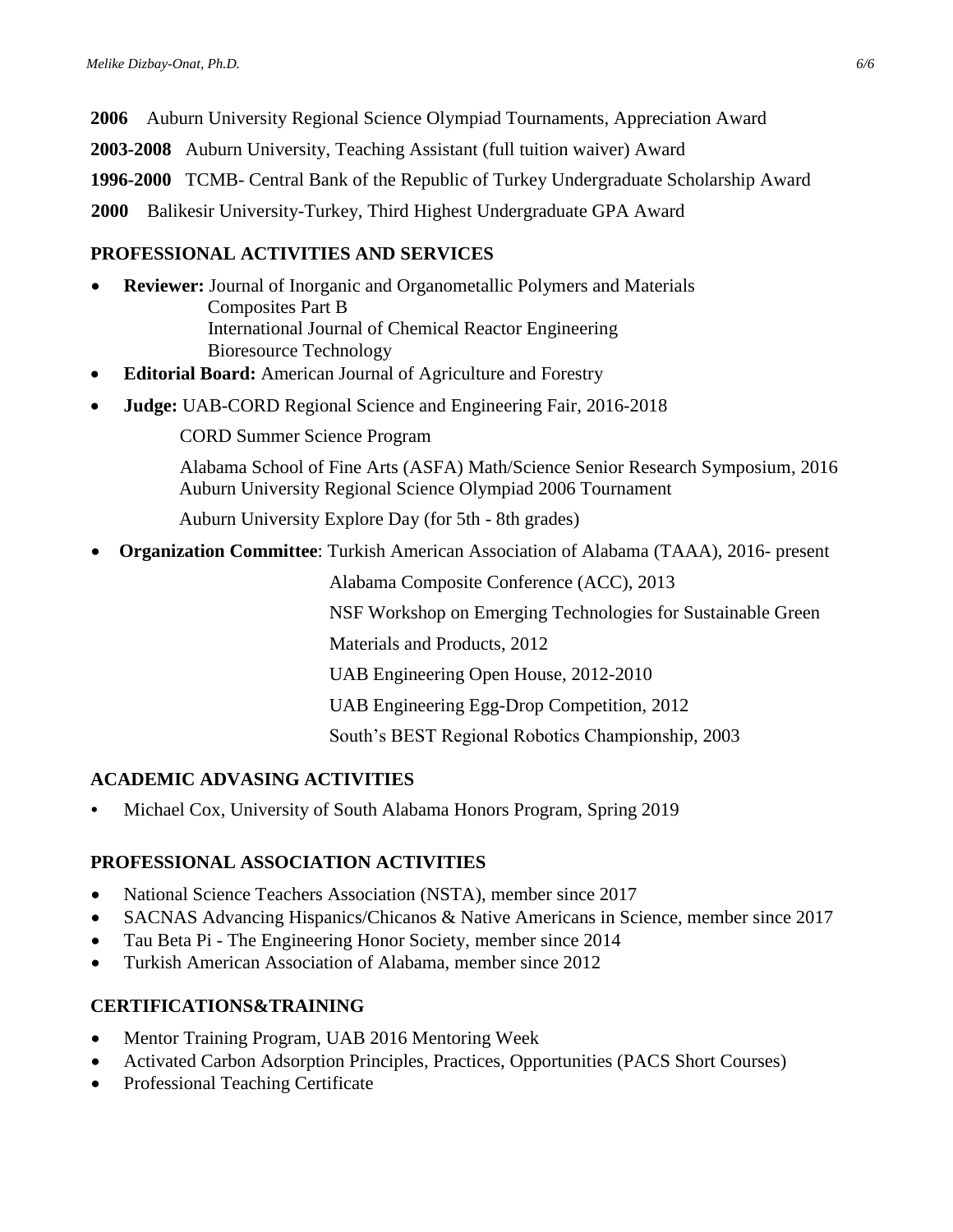**2006** Auburn University Regional Science Olympiad Tournaments, Appreciation Award

**2003-2008** Auburn University, Teaching Assistant (full tuition waiver) Award

**1996-2000** TCMB- Central Bank of the Republic of Turkey Undergraduate Scholarship Award

**2000** Balikesir University-Turkey, Third Highest Undergraduate GPA Award

## PROFESSIONAL ACTIVITIES AND SERVICES

- **Reviewer:** Journal of Inorganic and Organometallic Polymers and Materials
  Composites Part B
  International Journal of Chemical Reactor Engineering
  Bioresource Technology
- **Editorial Board:** American Journal of Agriculture and Forestry
- **Judge:** UAB-CORD Regional Science and Engineering Fair, 2016-2018
  CORD Summer Science Program
  Alabama School of Fine Arts (ASFA) Math/Science Senior Research Symposium, 2016
  Auburn University Regional Science Olympiad 2006 Tournament
  Auburn University Explore Day (for 5th - 8th grades)
- **Organization Committee**: Turkish American Association of Alabama (TAAA), 2016- present
  Alabama Composite Conference (ACC), 2013
  NSF Workshop on Emerging Technologies for Sustainable Green
  Materials and Products, 2012
  UAB Engineering Open House, 2012-2010
  UAB Engineering Egg-Drop Competition, 2012
  South's BEST Regional Robotics Championship, 2003

## ACADEMIC ADVASING ACTIVITIES

- Michael Cox, University of South Alabama Honors Program, Spring 2019

## PROFESSIONAL ASSOCIATION ACTIVITIES

- National Science Teachers Association (NSTA), member since 2017
- SACNAS Advancing Hispanics/Chicanos & Native Americans in Science, member since 2017
- Tau Beta Pi - The Engineering Honor Society, member since 2014
- Turkish American Association of Alabama, member since 2012

## CERTIFICATIONS&TRAINING

- Mentor Training Program, UAB 2016 Mentoring Week
- Activated Carbon Adsorption Principles, Practices, Opportunities (PACS Short Courses)
- Professional Teaching Certificate